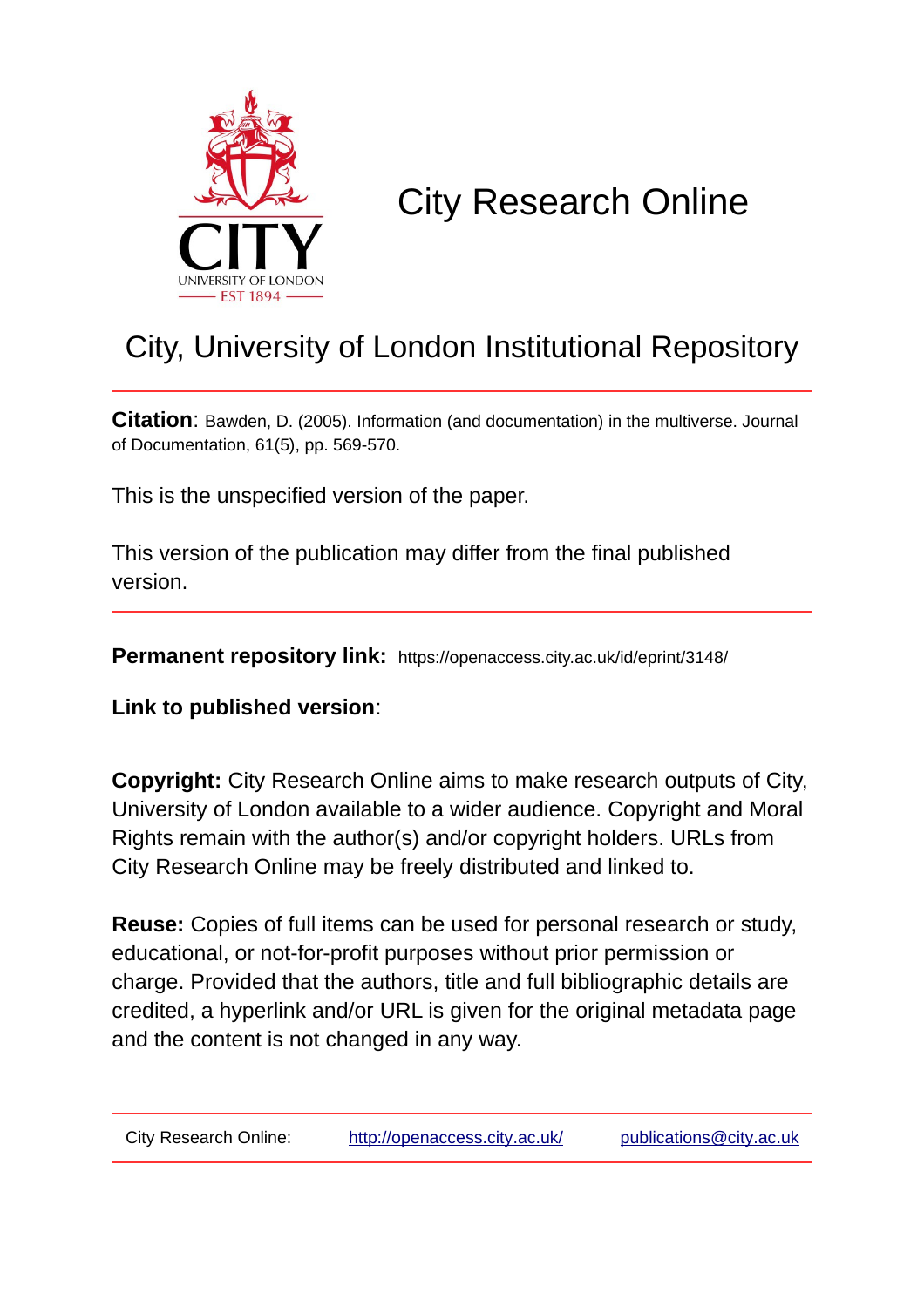# City Research Online

## City, University of London Institutional Repository

**Citation**: Bawden, D. (2005). Information (and documentation) in the multiverse. Journal of Documentation, 61(5), pp. 569-570.

This is the unspecified version of the paper.

This version of the publication may differ from the final published version.

**Permanent repository link:** https://openaccess.city.ac.uk/id/eprint/3148/

**Link to published version**:

**Copyright:** City Research Online aims to make research outputs of City, University of London available to a wider audience. Copyright and Moral Rights remain with the author(s) and/or copyright holders. URLs from City Research Online may be freely distributed and linked to.

**Reuse:** Copies of full items can be used for personal research or study, educational, or not-for-profit purposes without prior permission or charge. Provided that the authors, title and full bibliographic details are credited, a hyperlink and/or URL is given for the original metadata page and the content is not changed in any way.

City Research Online: http://openaccess.city.ac.uk/ publications@city.ac.uk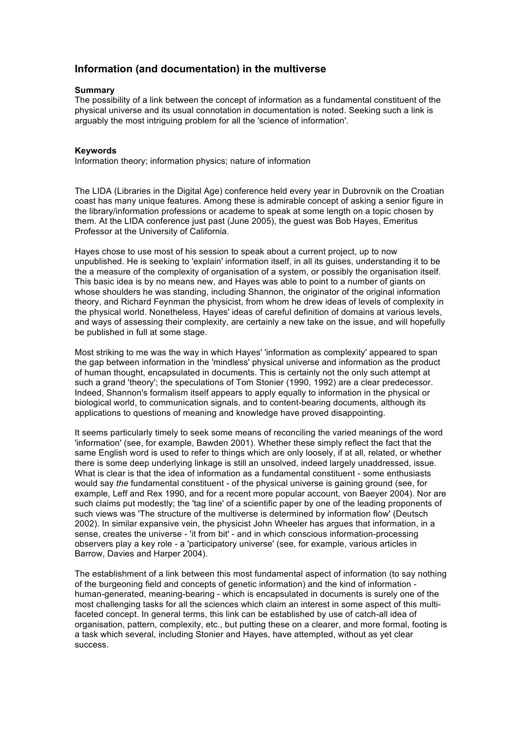## Information (and documentation) in the multiverse

**Summary**

The possibility of a link between the concept of information as a fundamental constituent of the physical universe and its usual connotation in documentation is noted. Seeking such a link is arguably the most intriguing problem for all the 'science of information'.

**Keywords**

Information theory; information physics; nature of information

The LIDA (Libraries in the Digital Age) conference held every year in Dubrovnik on the Croatian coast has many unique features. Among these is admirable concept of asking a senior figure in the library/information professions or academe to speak at some length on a topic chosen by them. At the LIDA conference just past (June 2005), the guest was Bob Hayes, Emeritus Professor at the University of California.

Hayes chose to use most of his session to speak about a current project, up to now unpublished. He is seeking to 'explain' information itself, in all its guises, understanding it to be the a measure of the complexity of organisation of a system, or possibly the organisation itself. This basic idea is by no means new, and Hayes was able to point to a number of giants on whose shoulders he was standing, including Shannon, the originator of the original information theory, and Richard Feynman the physicist, from whom he drew ideas of levels of complexity in the physical world. Nonetheless, Hayes' ideas of careful definition of domains at various levels, and ways of assessing their complexity, are certainly a new take on the issue, and will hopefully be published in full at some stage.

Most striking to me was the way in which Hayes' 'information as complexity' appeared to span the gap between information in the 'mindless' physical universe and information as the product of human thought, encapsulated in documents. This is certainly not the only such attempt at such a grand 'theory'; the speculations of Tom Stonier (1990, 1992) are a clear predecessor. Indeed, Shannon's formalism itself appears to apply equally to information in the physical or biological world, to communication signals, and to content-bearing documents, although its applications to questions of meaning and knowledge have proved disappointing.

It seems particularly timely to seek some means of reconciling the varied meanings of the word 'information' (see, for example, Bawden 2001). Whether these simply reflect the fact that the same English word is used to refer to things which are only loosely, if at all, related, or whether there is some deep underlying linkage is still an unsolved, indeed largely unaddressed, issue. What is clear is that the idea of information as a fundamental constituent - some enthusiasts would say *the* fundamental constituent - of the physical universe is gaining ground (see, for example, Leff and Rex 1990, and for a recent more popular account, von Baeyer 2004). Nor are such claims put modestly; the 'tag line' of a scientific paper by one of the leading proponents of such views was 'The structure of the multiverse is determined by information flow' (Deutsch 2002). In similar expansive vein, the physicist John Wheeler has argues that information, in a sense, creates the universe - 'it from bit' - and in which conscious information-processing observers play a key role - a 'participatory universe' (see, for example, various articles in Barrow, Davies and Harper 2004).

The establishment of a link between this most fundamental aspect of information (to say nothing of the burgeoning field and concepts of genetic information) and the kind of information - human-generated, meaning-bearing - which is encapsulated in documents is surely one of the most challenging tasks for all the sciences which claim an interest in some aspect of this multi-faceted concept. In general terms, this link can be established by use of catch-all idea of organisation, pattern, complexity, etc., but putting these on a clearer, and more formal, footing is a task which several, including Stonier and Hayes, have attempted, without as yet clear success.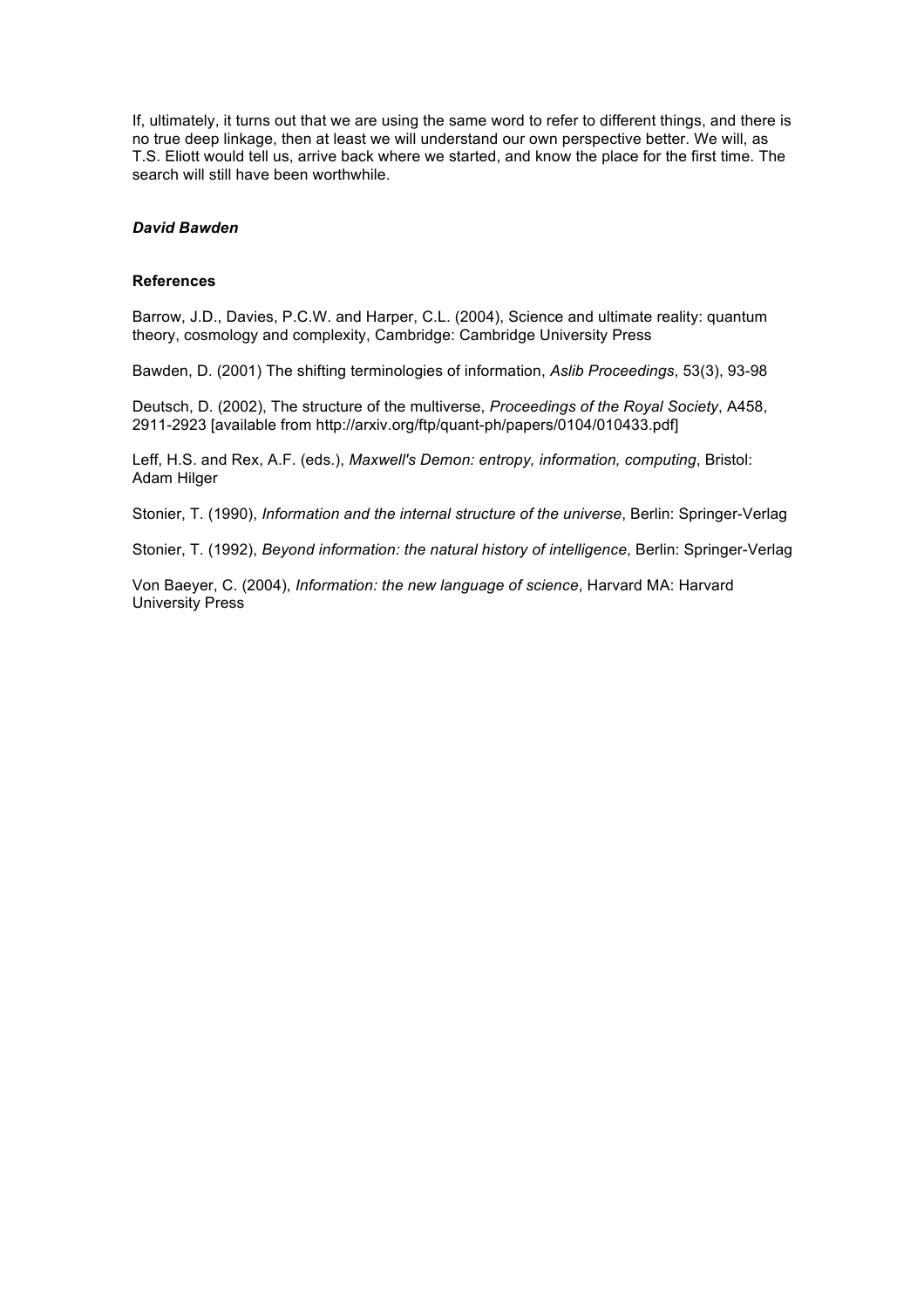If, ultimately, it turns out that we are using the same word to refer to different things, and there is no true deep linkage, then at least we will understand our own perspective better. We will, as T.S. Eliott would tell us, arrive back where we started, and know the place for the first time. The search will still have been worthwhile.

***David Bawden***

**References**

Barrow, J.D., Davies, P.C.W. and Harper, C.L. (2004), Science and ultimate reality: quantum theory, cosmology and complexity, Cambridge: Cambridge University Press

Bawden, D. (2001) The shifting terminologies of information, *Aslib Proceedings*, 53(3), 93-98

Deutsch, D. (2002), The structure of the multiverse, *Proceedings of the Royal Society*, A458, 2911-2923 [available from http://arxiv.org/ftp/quant-ph/papers/0104/010433.pdf]

Leff, H.S. and Rex, A.F. (eds.), *Maxwell's Demon: entropy, information, computing*, Bristol: Adam Hilger

Stonier, T. (1990), *Information and the internal structure of the universe*, Berlin: Springer-Verlag

Stonier, T. (1992), *Beyond information: the natural history of intelligence*, Berlin: Springer-Verlag

Von Baeyer, C. (2004), *Information: the new language of science*, Harvard MA: Harvard University Press